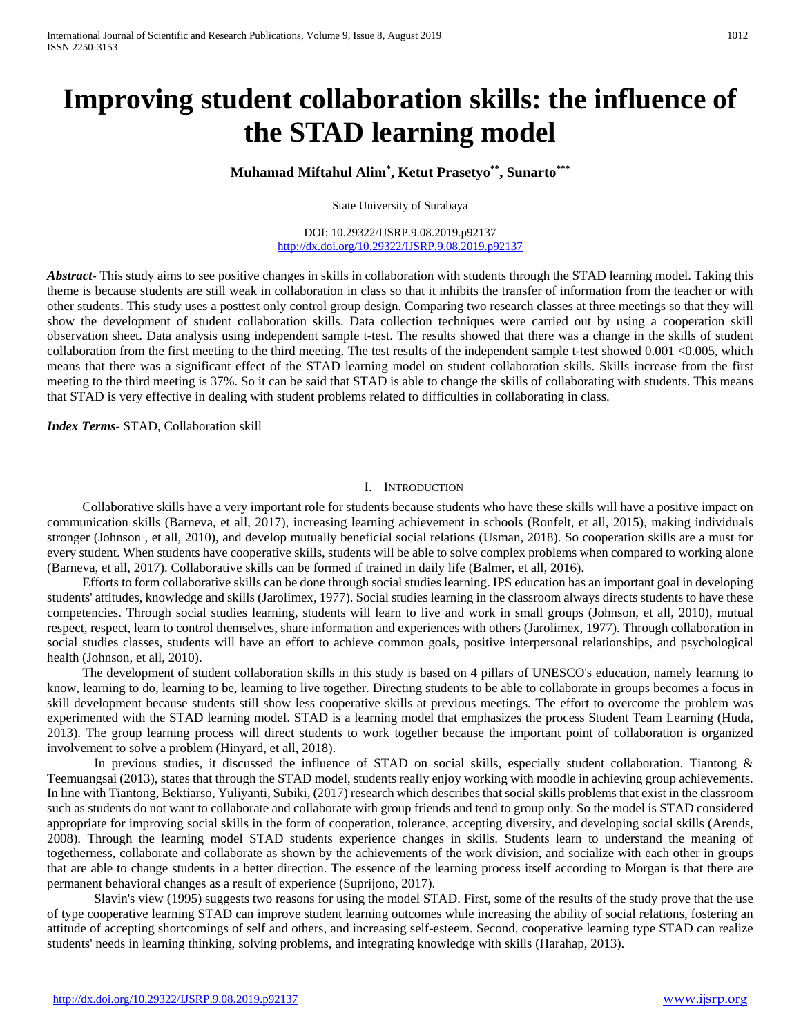# Improving student collaboration skills: the influence of the STAD learning model

**Muhamad Miftahul Alim*, Ketut Prasetyo**, Sunarto*****

State University of Surabaya

DOI: 10.29322/IJSRP.9.08.2019.p92137
http://dx.doi.org/10.29322/IJSRP.9.08.2019.p92137

***Abstract*-** This study aims to see positive changes in skills in collaboration with students through the STAD learning model. Taking this theme is because students are still weak in collaboration in class so that it inhibits the transfer of information from the teacher or with other students. This study uses a posttest only control group design. Comparing two research classes at three meetings so that they will show the development of student collaboration skills. Data collection techniques were carried out by using a cooperation skill observation sheet. Data analysis using independent sample t-test. The results showed that there was a change in the skills of student collaboration from the first meeting to the third meeting. The test results of the independent sample t-test showed 0.001 <0.005, which means that there was a significant effect of the STAD learning model on student collaboration skills. Skills increase from the first meeting to the third meeting is 37%. So it can be said that STAD is able to change the skills of collaborating with students. This means that STAD is very effective in dealing with student problems related to difficulties in collaborating in class.

***Index Terms*-** STAD, Collaboration skill

## I. Introduction

Collaborative skills have a very important role for students because students who have these skills will have a positive impact on communication skills (Barneva, et all, 2017), increasing learning achievement in schools (Ronfelt, et all, 2015), making individuals stronger (Johnson , et all, 2010), and develop mutually beneficial social relations (Usman, 2018). So cooperation skills are a must for every student. When students have cooperative skills, students will be able to solve complex problems when compared to working alone (Barneva, et all, 2017). Collaborative skills can be formed if trained in daily life (Balmer, et all, 2016).

Efforts to form collaborative skills can be done through social studies learning. IPS education has an important goal in developing students' attitudes, knowledge and skills (Jarolimex, 1977). Social studies learning in the classroom always directs students to have these competencies. Through social studies learning, students will learn to live and work in small groups (Johnson, et all, 2010), mutual respect, respect, learn to control themselves, share information and experiences with others (Jarolimex, 1977). Through collaboration in social studies classes, students will have an effort to achieve common goals, positive interpersonal relationships, and psychological health (Johnson, et all, 2010).

The development of student collaboration skills in this study is based on 4 pillars of UNESCO's education, namely learning to know, learning to do, learning to be, learning to live together. Directing students to be able to collaborate in groups becomes a focus in skill development because students still show less cooperative skills at previous meetings. The effort to overcome the problem was experimented with the STAD learning model. STAD is a learning model that emphasizes the process Student Team Learning (Huda, 2013). The group learning process will direct students to work together because the important point of collaboration is organized involvement to solve a problem (Hinyard, et all, 2018).

In previous studies, it discussed the influence of STAD on social skills, especially student collaboration. Tiantong & Teemuangsai (2013), states that through the STAD model, students really enjoy working with moodle in achieving group achievements. In line with Tiantong, Bektiarso, Yuliyanti, Subiki, (2017) research which describes that social skills problems that exist in the classroom such as students do not want to collaborate and collaborate with group friends and tend to group only. So the model is STAD considered appropriate for improving social skills in the form of cooperation, tolerance, accepting diversity, and developing social skills (Arends, 2008). Through the learning model STAD students experience changes in skills. Students learn to understand the meaning of togetherness, collaborate and collaborate as shown by the achievements of the work division, and socialize with each other in groups that are able to change students in a better direction. The essence of the learning process itself according to Morgan is that there are permanent behavioral changes as a result of experience (Suprijono, 2017).

Slavin's view (1995) suggests two reasons for using the model STAD. First, some of the results of the study prove that the use of type cooperative learning STAD can improve student learning outcomes while increasing the ability of social relations, fostering an attitude of accepting shortcomings of self and others, and increasing self-esteem. Second, cooperative learning type STAD can realize students' needs in learning thinking, solving problems, and integrating knowledge with skills (Harahap, 2013).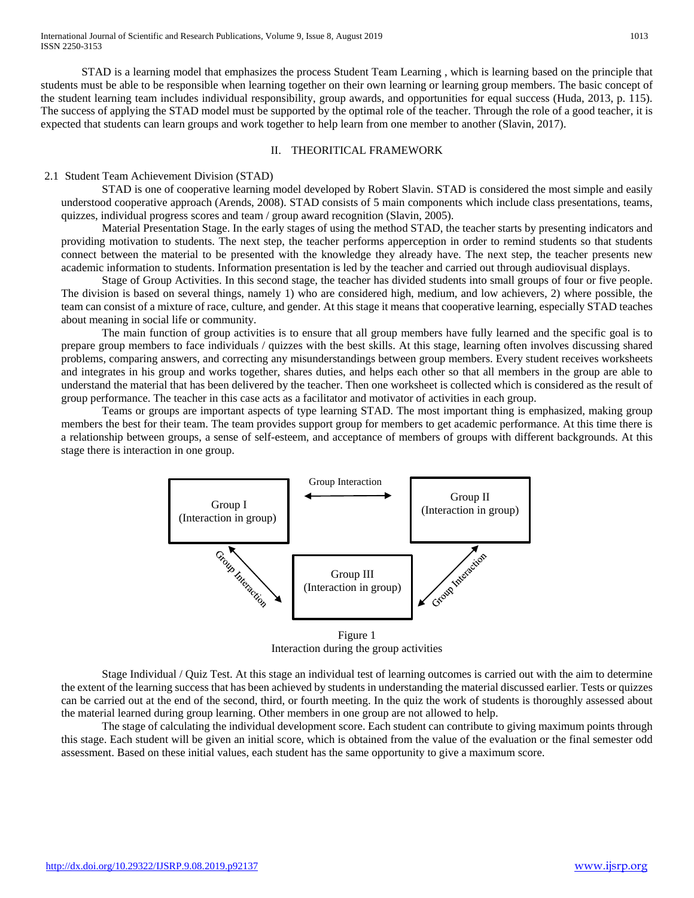STAD is a learning model that emphasizes the process Student Team Learning , which is learning based on the principle that students must be able to be responsible when learning together on their own learning or learning group members. The basic concept of the student learning team includes individual responsibility, group awards, and opportunities for equal success (Huda, 2013, p. 115). The success of applying the STAD model must be supported by the optimal role of the teacher. Through the role of a good teacher, it is expected that students can learn groups and work together to help learn from one member to another (Slavin, 2017).

## II. THEORITICAL FRAMEWORK

### 2.1 Student Team Achievement Division (STAD)

STAD is one of cooperative learning model developed by Robert Slavin. STAD is considered the most simple and easily understood cooperative approach (Arends, 2008). STAD consists of 5 main components which include class presentations, teams, quizzes, individual progress scores and team / group award recognition (Slavin, 2005).

Material Presentation Stage. In the early stages of using the method STAD, the teacher starts by presenting indicators and providing motivation to students. The next step, the teacher performs apperception in order to remind students so that students connect between the material to be presented with the knowledge they already have. The next step, the teacher presents new academic information to students. Information presentation is led by the teacher and carried out through audiovisual displays.

Stage of Group Activities. In this second stage, the teacher has divided students into small groups of four or five people. The division is based on several things, namely 1) who are considered high, medium, and low achievers, 2) where possible, the team can consist of a mixture of race, culture, and gender. At this stage it means that cooperative learning, especially STAD teaches about meaning in social life or community.

The main function of group activities is to ensure that all group members have fully learned and the specific goal is to prepare group members to face individuals / quizzes with the best skills. At this stage, learning often involves discussing shared problems, comparing answers, and correcting any misunderstandings between group members. Every student receives worksheets and integrates in his group and works together, shares duties, and helps each other so that all members in the group are able to understand the material that has been delivered by the teacher. Then one worksheet is collected which is considered as the result of group performance. The teacher in this case acts as a facilitator and motivator of activities in each group.

Teams or groups are important aspects of type learning STAD. The most important thing is emphasized, making group members the best for their team. The team provides support group for members to get academic performance. At this time there is a relationship between groups, a sense of self-esteem, and acceptance of members of groups with different backgrounds. At this stage there is interaction in one group.

Group I (Interaction in group) ⟷ Group Interaction ⟷ Group II (Interaction in group)

Group I ⟷ Group Interaction ⟷ Group III (Interaction in group) ⟷ Group Interaction ⟷ Group II

Figure 1
Interaction during the group activities

Stage Individual / Quiz Test. At this stage an individual test of learning outcomes is carried out with the aim to determine the extent of the learning success that has been achieved by students in understanding the material discussed earlier. Tests or quizzes can be carried out at the end of the second, third, or fourth meeting. In the quiz the work of students is thoroughly assessed about the material learned during group learning. Other members in one group are not allowed to help.

The stage of calculating the individual development score. Each student can contribute to giving maximum points through this stage. Each student will be given an initial score, which is obtained from the value of the evaluation or the final semester odd assessment. Based on these initial values, each student has the same opportunity to give a maximum score.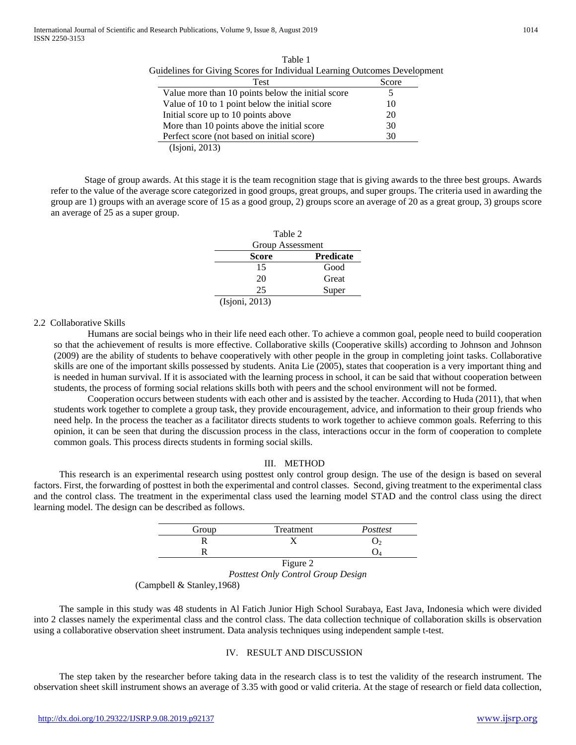Table 1

Guidelines for Giving Scores for Individual Learning Outcomes Development

| Test | Score |
|---|---|
| Value more than 10 points below the initial score | 5 |
| Value of 10 to 1 point below the initial score | 10 |
| Initial score up to 10 points above | 20 |
| More than 10 points above the initial score | 30 |
| Perfect score (not based on initial score) | 30 |

(Isjoni, 2013)

Stage of group awards. At this stage it is the team recognition stage that is giving awards to the three best groups. Awards refer to the value of the average score categorized in good groups, great groups, and super groups. The criteria used in awarding the group are 1) groups with an average score of 15 as a good group, 2) groups score an average of 20 as a great group, 3) groups score an average of 25 as a super group.

Table 2

Group Assessment

| **Score** | **Predicate** |
|---|---|
| 15 | Good |
| 20 | Great |
| 25 | Super |

(Isjoni, 2013)

### 2.2 Collaborative Skills

Humans are social beings who in their life need each other. To achieve a common goal, people need to build cooperation so that the achievement of results is more effective. Collaborative skills (Cooperative skills) according to Johnson and Johnson (2009) are the ability of students to behave cooperatively with other people in the group in completing joint tasks. Collaborative skills are one of the important skills possessed by students. Anita Lie (2005), states that cooperation is a very important thing and is needed in human survival. If it is associated with the learning process in school, it can be said that without cooperation between students, the process of forming social relations skills both with peers and the school environment will not be formed.

Cooperation occurs between students with each other and is assisted by the teacher. According to Huda (2011), that when students work together to complete a group task, they provide encouragement, advice, and information to their group friends who need help. In the process the teacher as a facilitator directs students to work together to achieve common goals. Referring to this opinion, it can be seen that during the discussion process in the class, interactions occur in the form of cooperation to complete common goals. This process directs students in forming social skills.

## III. METHOD

This research is an experimental research using posttest only control group design. The use of the design is based on several factors. First, the forwarding of posttest in both the experimental and control classes. Second, giving treatment to the experimental class and the control class. The treatment in the experimental class used the learning model STAD and the control class using the direct learning model. The design can be described as follows.

| Group | Treatment | *Posttest* |
|---|---|---|
| R | X | $O_2$ |
| R | | $O_4$ |

Figure 2

*Posttest Only Control Group Design*

(Campbell & Stanley,1968)

The sample in this study was 48 students in Al Fatich Junior High School Surabaya, East Java, Indonesia which were divided into 2 classes namely the experimental class and the control class. The data collection technique of collaboration skills is observation using a collaborative observation sheet instrument. Data analysis techniques using independent sample t-test.

## IV. RESULT AND DISCUSSION

The step taken by the researcher before taking data in the research class is to test the validity of the research instrument. The observation sheet skill instrument shows an average of 3.35 with good or valid criteria. At the stage of research or field data collection,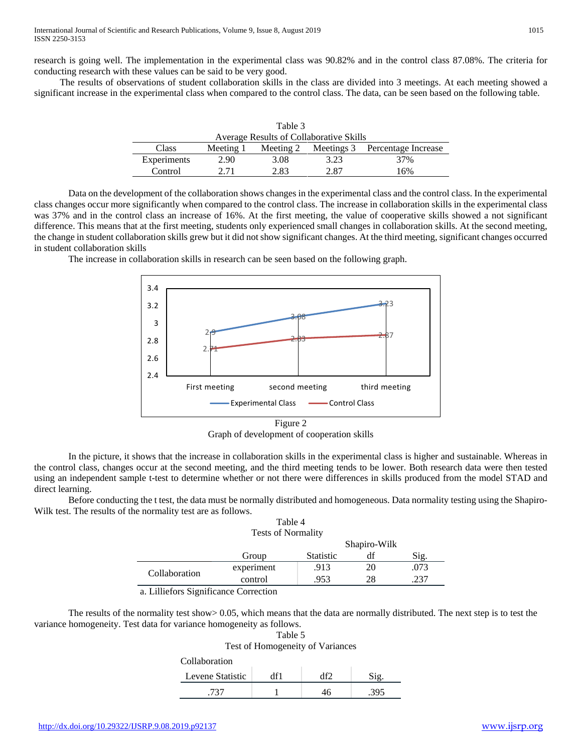research is going well. The implementation in the experimental class was 90.82% and in the control class 87.08%. The criteria for conducting research with these values can be said to be very good.

The results of observations of student collaboration skills in the class are divided into 3 meetings. At each meeting showed a significant increase in the experimental class when compared to the control class. The data, can be seen based on the following table.

Table 3
Average Results of Collaborative Skills

| Class | Meeting 1 | Meeting 2 | Meetings 3 | Percentage Increase |
|---|---|---|---|---|
| Experiments | 2.90 | 3.08 | 3.23 | 37% |
| Control | 2.71 | 2.83 | 2.87 | 16% |

Data on the development of the collaboration shows changes in the experimental class and the control class. In the experimental class changes occur more significantly when compared to the control class. The increase in collaboration skills in the experimental class was 37% and in the control class an increase of 16%. At the first meeting, the value of cooperative skills showed a not significant difference. This means that at the first meeting, students only experienced small changes in collaboration skills. At the second meeting, the change in student collaboration skills grew but it did not show significant changes. At the third meeting, significant changes occurred in student collaboration skills

The increase in collaboration skills in research can be seen based on the following graph.

Figure 2
Graph of development of cooperation skills

In the picture, it shows that the increase in collaboration skills in the experimental class is higher and sustainable. Whereas in the control class, changes occur at the second meeting, and the third meeting tends to be lower. Both research data were then tested using an independent sample t-test to determine whether or not there were differences in skills produced from the model STAD and direct learning.

Before conducting the t test, the data must be normally distributed and homogeneous. Data normality testing using the Shapiro-Wilk test. The results of the normality test are as follows.

Table 4
Tests of Normality

| | Group | Shapiro-Wilk | | |
|---|---|---|---|---|
| | | Statistic | df | Sig. |
| Collaboration | experiment | .913 | 20 | .073 |
| | control | .953 | 28 | .237 |

a. Lilliefors Significance Correction

The results of the normality test show> 0.05, which means that the data are normally distributed. The next step is to test the variance homogeneity. Test data for variance homogeneity as follows.

Table 5
Test of Homogeneity of Variances

Collaboration

| Levene Statistic | df1 | df2 | Sig. |
|---|---|---|---|
| .737 | 1 | 46 | .395 |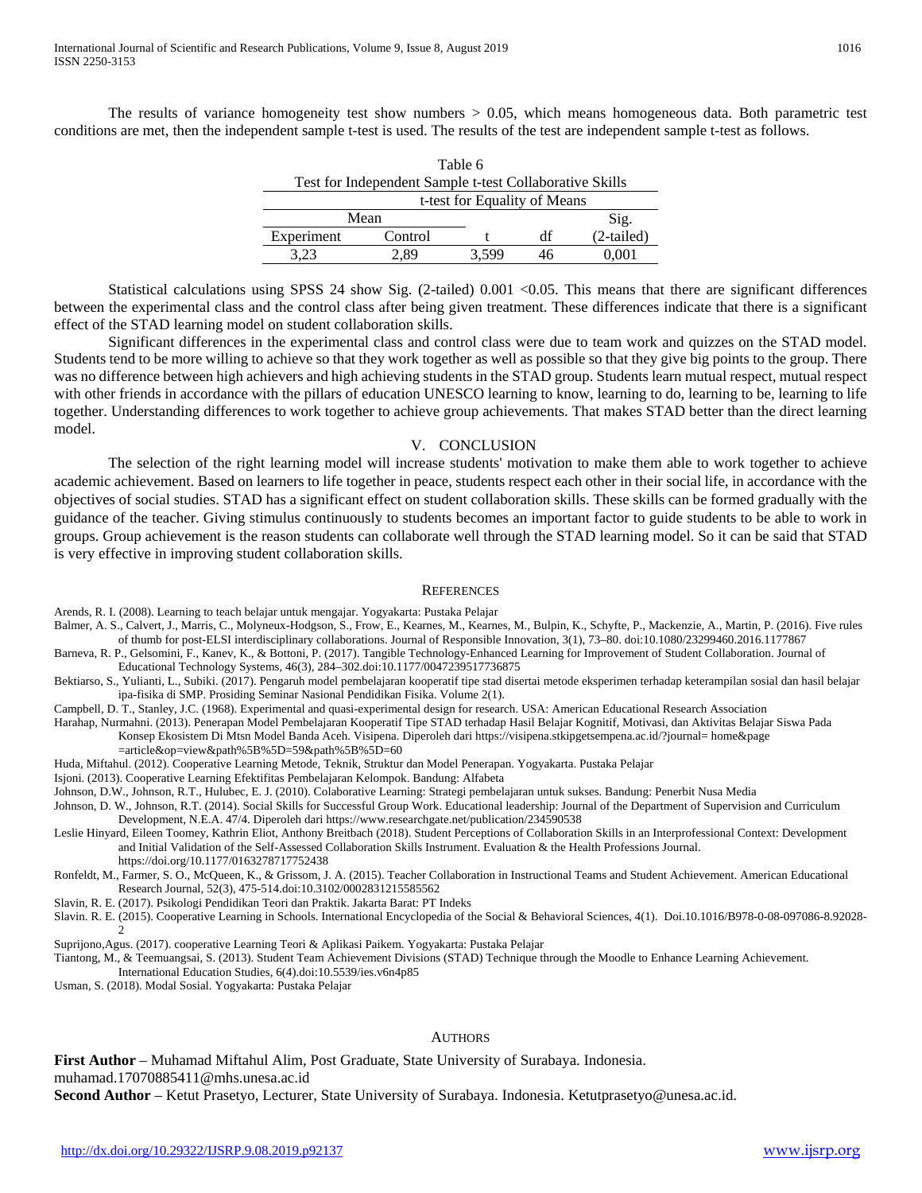The results of variance homogeneity test show numbers > 0.05, which means homogeneous data. Both parametric test conditions are met, then the independent sample t-test is used. The results of the test are independent sample t-test as follows.

Table 6
Test for Independent Sample t-test Collaborative Skills

| t-test for Equality of Means | | | | |
|---|---|---|---|---|
| Mean | | | | Sig. |
| Experiment | Control | t | df | (2-tailed) |
| 3,23 | 2,89 | 3,599 | 46 | 0,001 |

Statistical calculations using SPSS 24 show Sig. (2-tailed) 0.001 <0.05. This means that there are significant differences between the experimental class and the control class after being given treatment. These differences indicate that there is a significant effect of the STAD learning model on student collaboration skills.

Significant differences in the experimental class and control class were due to team work and quizzes on the STAD model. Students tend to be more willing to achieve so that they work together as well as possible so that they give big points to the group. There was no difference between high achievers and high achieving students in the STAD group. Students learn mutual respect, mutual respect with other friends in accordance with the pillars of education UNESCO learning to know, learning to do, learning to be, learning to life together. Understanding differences to work together to achieve group achievements. That makes STAD better than the direct learning model.

## V. CONCLUSION

The selection of the right learning model will increase students' motivation to make them able to work together to achieve academic achievement. Based on learners to life together in peace, students respect each other in their social life, in accordance with the objectives of social studies. STAD has a significant effect on student collaboration skills. These skills can be formed gradually with the guidance of the teacher. Giving stimulus continuously to students becomes an important factor to guide students to be able to work in groups. Group achievement is the reason students can collaborate well through the STAD learning model. So it can be said that STAD is very effective in improving student collaboration skills.

## REFERENCES

Arends, R. I. (2008). Learning to teach belajar untuk mengajar. Yogyakarta: Pustaka Pelajar

Balmer, A. S., Calvert, J., Marris, C., Molyneux-Hodgson, S., Frow, E., Kearnes, M., Kearnes, M., Bulpin, K., Schyfte, P., Mackenzie, A., Martin, P. (2016). Five rules of thumb for post-ELSI interdisciplinary collaborations. Journal of Responsible Innovation, 3(1), 73–80. doi:10.1080/23299460.2016.1177867

Barneva, R. P., Gelsomini, F., Kanev, K., & Bottoni, P. (2017). Tangible Technology-Enhanced Learning for Improvement of Student Collaboration. Journal of Educational Technology Systems, 46(3), 284–302.doi:10.1177/0047239517736875

Bektiarso, S., Yulianti, L., Subiki. (2017). Pengaruh model pembelajaran kooperatif tipe stad disertai metode eksperimen terhadap keterampilan sosial dan hasil belajar ipa-fisika di SMP. Prosiding Seminar Nasional Pendidikan Fisika. Volume 2(1).

Campbell, D. T., Stanley, J.C. (1968). Experimental and quasi-experimental design for research. USA: American Educational Research Association

Harahap, Nurmahni. (2013). Penerapan Model Pembelajaran Kooperatif Tipe STAD terhadap Hasil Belajar Kognitif, Motivasi, dan Aktivitas Belajar Siswa Pada Konsep Ekosistem Di Mtsn Model Banda Aceh. Visipena. Diperoleh dari https://visipena.stkipgetsempena.ac.id/?journal= home&page =article&op=view&path%5B%5D=59&path%5B%5D=60

Huda, Miftahul. (2012). Cooperative Learning Metode, Teknik, Struktur dan Model Penerapan. Yogyakarta. Pustaka Pelajar

Isjoni. (2013). Cooperative Learning Efektifitas Pembelajaran Kelompok. Bandung: Alfabeta

Johnson, D.W., Johnson, R.T., Hulubec, E. J. (2010). Colaborative Learning: Strategi pembelajaran untuk sukses. Bandung: Penerbit Nusa Media

Johnson, D. W., Johnson, R.T. (2014). Social Skills for Successful Group Work. Educational leadership: Journal of the Department of Supervision and Curriculum Development, N.E.A. 47/4. Diperoleh dari https://www.researchgate.net/publication/234590538

Leslie Hinyard, Eileen Toomey, Kathrin Eliot, Anthony Breitbach (2018). Student Perceptions of Collaboration Skills in an Interprofessional Context: Development and Initial Validation of the Self-Assessed Collaboration Skills Instrument. Evaluation & the Health Professions Journal. https://doi.org/10.1177/0163278717752438

Ronfeldt, M., Farmer, S. O., McQueen, K., & Grissom, J. A. (2015). Teacher Collaboration in Instructional Teams and Student Achievement. American Educational Research Journal, 52(3), 475-514.doi:10.3102/0002831215585562

Slavin, R. E. (2017). Psikologi Pendidikan Teori dan Praktik. Jakarta Barat: PT Indeks

Slavin. R. E. (2015). Cooperative Learning in Schools. International Encyclopedia of the Social & Behavioral Sciences, 4(1). Doi.10.1016/B978-0-08-097086-8.92028-2

Suprijono,Agus. (2017). cooperative Learning Teori & Aplikasi Paikem. Yogyakarta: Pustaka Pelajar

Tiantong, M., & Teemuangsai, S. (2013). Student Team Achievement Divisions (STAD) Technique through the Moodle to Enhance Learning Achievement. International Education Studies, 6(4).doi:10.5539/ies.v6n4p85

Usman, S. (2018). Modal Sosial. Yogyakarta: Pustaka Pelajar

## AUTHORS

**First Author** – Muhamad Miftahul Alim, Post Graduate, State University of Surabaya. Indonesia. muhamad.17070885411@mhs.unesa.ac.id

**Second Author** – Ketut Prasetyo, Lecturer, State University of Surabaya. Indonesia. Ketutprasetyo@unesa.ac.id.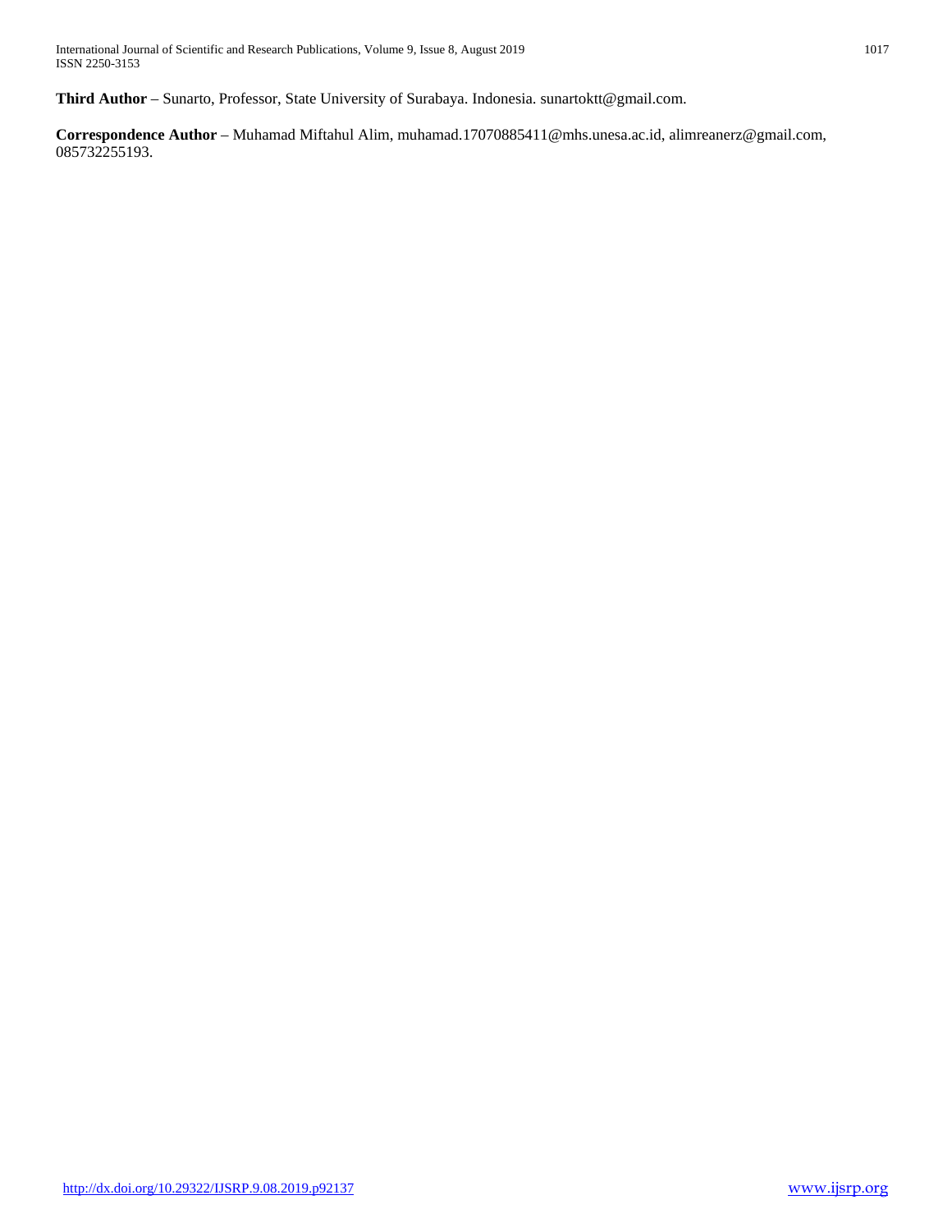**Third Author** – Sunarto, Professor, State University of Surabaya. Indonesia. sunartoktt@gmail.com.

**Correspondence Author** – Muhamad Miftahul Alim, muhamad.17070885411@mhs.unesa.ac.id, alimreanerz@gmail.com, 085732255193.